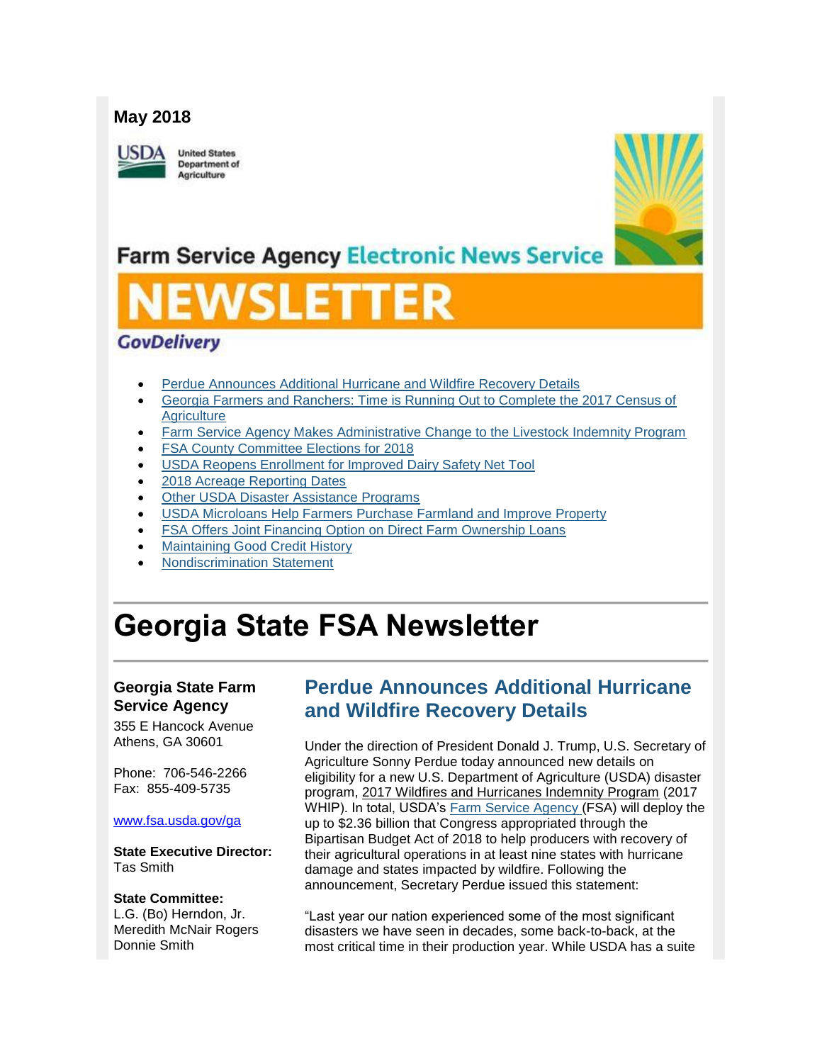**May 2018**

United States Department of Agriculture

Farm Service Agency Electronic News Service

# NEWSLETTER

GovDelivery

- Perdue Announces Additional Hurricane and Wildfire Recovery Details
- Georgia Farmers and Ranchers: Time is Running Out to Complete the 2017 Census of Agriculture
- Farm Service Agency Makes Administrative Change to the Livestock Indemnity Program
- FSA County Committee Elections for 2018
- USDA Reopens Enrollment for Improved Dairy Safety Net Tool
- 2018 Acreage Reporting Dates
- Other USDA Disaster Assistance Programs
- USDA Microloans Help Farmers Purchase Farmland and Improve Property
- FSA Offers Joint Financing Option on Direct Farm Ownership Loans
- Maintaining Good Credit History
- Nondiscrimination Statement

# Georgia State FSA Newsletter

**Georgia State Farm Service Agency**
355 E Hancock Avenue
Athens, GA 30601

Phone: 706-546-2266
Fax: 855-409-5735

www.fsa.usda.gov/ga

**State Executive Director:**
Tas Smith

**State Committee:**
L.G. (Bo) Herndon, Jr.
Meredith McNair Rogers
Donnie Smith

## Perdue Announces Additional Hurricane and Wildfire Recovery Details

Under the direction of President Donald J. Trump, U.S. Secretary of Agriculture Sonny Perdue today announced new details on eligibility for a new U.S. Department of Agriculture (USDA) disaster program, 2017 Wildfires and Hurricanes Indemnity Program (2017 WHIP). In total, USDA's Farm Service Agency (FSA) will deploy the up to $2.36 billion that Congress appropriated through the Bipartisan Budget Act of 2018 to help producers with recovery of their agricultural operations in at least nine states with hurricane damage and states impacted by wildfire. Following the announcement, Secretary Perdue issued this statement:

"Last year our nation experienced some of the most significant disasters we have seen in decades, some back-to-back, at the most critical time in their production year. While USDA has a suite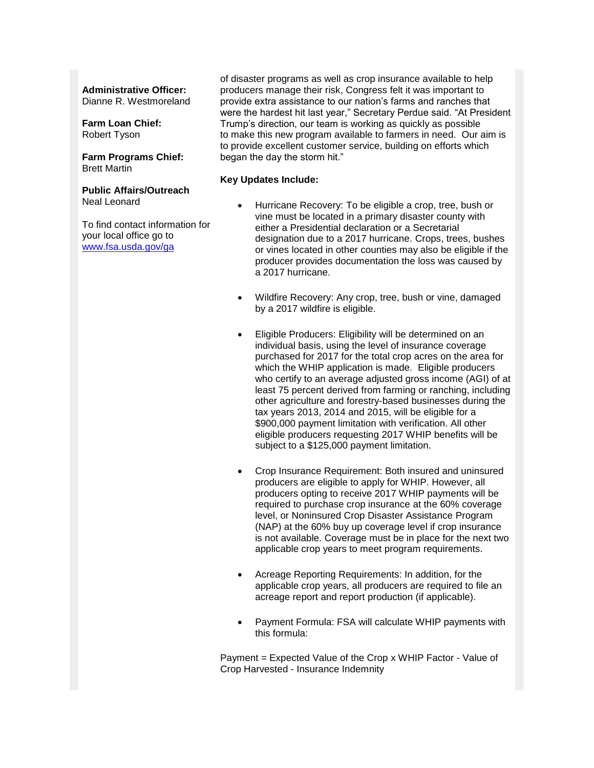**Administrative Officer:**
Dianne R. Westmoreland

**Farm Loan Chief:**
Robert Tyson

**Farm Programs Chief:**
Brett Martin

**Public Affairs/Outreach**
Neal Leonard

To find contact information for your local office go to [www.fsa.usda.gov/ga](http://www.fsa.usda.gov/ga)

of disaster programs as well as crop insurance available to help producers manage their risk, Congress felt it was important to provide extra assistance to our nation's farms and ranches that were the hardest hit last year," Secretary Perdue said. "At President Trump's direction, our team is working as quickly as possible to make this new program available to farmers in need. Our aim is to provide excellent customer service, building on efforts which began the day the storm hit."

**Key Updates Include:**

- Hurricane Recovery: To be eligible a crop, tree, bush or vine must be located in a primary disaster county with either a Presidential declaration or a Secretarial designation due to a 2017 hurricane. Crops, trees, bushes or vines located in other counties may also be eligible if the producer provides documentation the loss was caused by a 2017 hurricane.
- Wildfire Recovery: Any crop, tree, bush or vine, damaged by a 2017 wildfire is eligible.
- Eligible Producers: Eligibility will be determined on an individual basis, using the level of insurance coverage purchased for 2017 for the total crop acres on the area for which the WHIP application is made. Eligible producers who certify to an average adjusted gross income (AGI) of at least 75 percent derived from farming or ranching, including other agriculture and forestry-based businesses during the tax years 2013, 2014 and 2015, will be eligible for a \$900,000 payment limitation with verification. All other eligible producers requesting 2017 WHIP benefits will be subject to a \$125,000 payment limitation.
- Crop Insurance Requirement: Both insured and uninsured producers are eligible to apply for WHIP. However, all producers opting to receive 2017 WHIP payments will be required to purchase crop insurance at the 60% coverage level, or Noninsured Crop Disaster Assistance Program (NAP) at the 60% buy up coverage level if crop insurance is not available. Coverage must be in place for the next two applicable crop years to meet program requirements.
- Acreage Reporting Requirements: In addition, for the applicable crop years, all producers are required to file an acreage report and report production (if applicable).
- Payment Formula: FSA will calculate WHIP payments with this formula:

Payment = Expected Value of the Crop x WHIP Factor - Value of Crop Harvested - Insurance Indemnity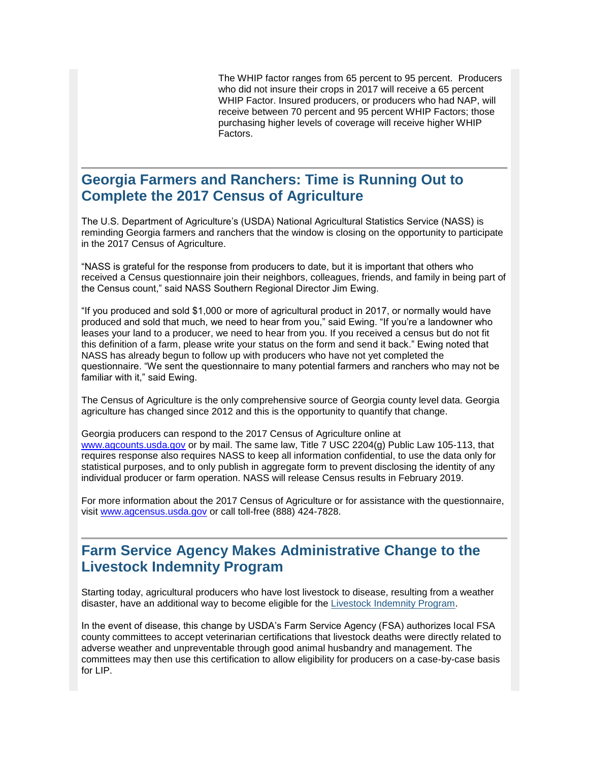The WHIP factor ranges from 65 percent to 95 percent. Producers who did not insure their crops in 2017 will receive a 65 percent WHIP Factor. Insured producers, or producers who had NAP, will receive between 70 percent and 95 percent WHIP Factors; those purchasing higher levels of coverage will receive higher WHIP Factors.

## Georgia Farmers and Ranchers: Time is Running Out to Complete the 2017 Census of Agriculture

The U.S. Department of Agriculture's (USDA) National Agricultural Statistics Service (NASS) is reminding Georgia farmers and ranchers that the window is closing on the opportunity to participate in the 2017 Census of Agriculture.

"NASS is grateful for the response from producers to date, but it is important that others who received a Census questionnaire join their neighbors, colleagues, friends, and family in being part of the Census count," said NASS Southern Regional Director Jim Ewing.

"If you produced and sold $1,000 or more of agricultural product in 2017, or normally would have produced and sold that much, we need to hear from you," said Ewing. "If you're a landowner who leases your land to a producer, we need to hear from you. If you received a census but do not fit this definition of a farm, please write your status on the form and send it back." Ewing noted that NASS has already begun to follow up with producers who have not yet completed the questionnaire. "We sent the questionnaire to many potential farmers and ranchers who may not be familiar with it," said Ewing.

The Census of Agriculture is the only comprehensive source of Georgia county level data. Georgia agriculture has changed since 2012 and this is the opportunity to quantify that change.

Georgia producers can respond to the 2017 Census of Agriculture online at [www.agcounts.usda.gov](www.agcounts.usda.gov) or by mail. The same law, Title 7 USC 2204(g) Public Law 105-113, that requires response also requires NASS to keep all information confidential, to use the data only for statistical purposes, and to only publish in aggregate form to prevent disclosing the identity of any individual producer or farm operation. NASS will release Census results in February 2019.

For more information about the 2017 Census of Agriculture or for assistance with the questionnaire, visit [www.agcensus.usda.gov](www.agcensus.usda.gov) or call toll-free (888) 424-7828.

## Farm Service Agency Makes Administrative Change to the Livestock Indemnity Program

Starting today, agricultural producers who have lost livestock to disease, resulting from a weather disaster, have an additional way to become eligible for the Livestock Indemnity Program.

In the event of disease, this change by USDA's Farm Service Agency (FSA) authorizes local FSA county committees to accept veterinarian certifications that livestock deaths were directly related to adverse weather and unpreventable through good animal husbandry and management. The committees may then use this certification to allow eligibility for producers on a case-by-case basis for LIP.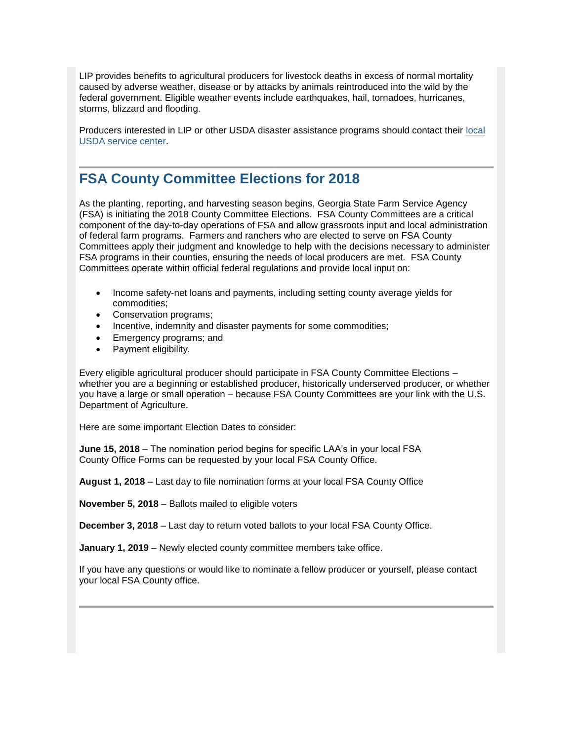LIP provides benefits to agricultural producers for livestock deaths in excess of normal mortality caused by adverse weather, disease or by attacks by animals reintroduced into the wild by the federal government. Eligible weather events include earthquakes, hail, tornadoes, hurricanes, storms, blizzard and flooding.

Producers interested in LIP or other USDA disaster assistance programs should contact their [local USDA service center](local USDA service center).

## FSA County Committee Elections for 2018

As the planting, reporting, and harvesting season begins, Georgia State Farm Service Agency (FSA) is initiating the 2018 County Committee Elections. FSA County Committees are a critical component of the day-to-day operations of FSA and allow grassroots input and local administration of federal farm programs. Farmers and ranchers who are elected to serve on FSA County Committees apply their judgment and knowledge to help with the decisions necessary to administer FSA programs in their counties, ensuring the needs of local producers are met. FSA County Committees operate within official federal regulations and provide local input on:

- Income safety-net loans and payments, including setting county average yields for commodities;
- Conservation programs;
- Incentive, indemnity and disaster payments for some commodities;
- Emergency programs; and
- Payment eligibility.

Every eligible agricultural producer should participate in FSA County Committee Elections – whether you are a beginning or established producer, historically underserved producer, or whether you have a large or small operation – because FSA County Committees are your link with the U.S. Department of Agriculture.

Here are some important Election Dates to consider:

**June 15, 2018** – The nomination period begins for specific LAA's in your local FSA County Office Forms can be requested by your local FSA County Office.

**August 1, 2018** – Last day to file nomination forms at your local FSA County Office

**November 5, 2018** – Ballots mailed to eligible voters

**December 3, 2018** – Last day to return voted ballots to your local FSA County Office.

**January 1, 2019** – Newly elected county committee members take office.

If you have any questions or would like to nominate a fellow producer or yourself, please contact your local FSA County office.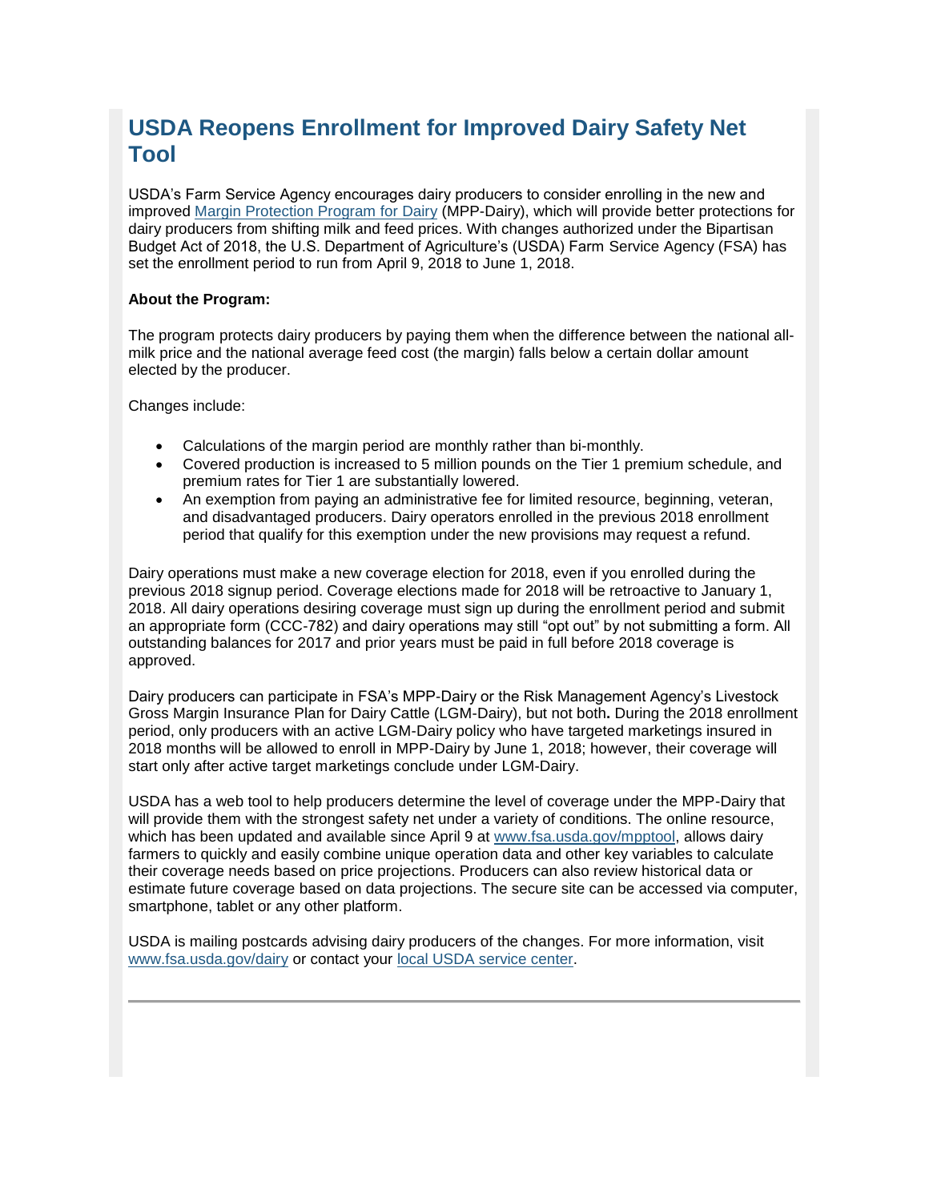## USDA Reopens Enrollment for Improved Dairy Safety Net Tool

USDA's Farm Service Agency encourages dairy producers to consider enrolling in the new and improved [Margin Protection Program for Dairy](#) (MPP-Dairy), which will provide better protections for dairy producers from shifting milk and feed prices. With changes authorized under the Bipartisan Budget Act of 2018, the U.S. Department of Agriculture's (USDA) Farm Service Agency (FSA) has set the enrollment period to run from April 9, 2018 to June 1, 2018.

**About the Program:**

The program protects dairy producers by paying them when the difference between the national all-milk price and the national average feed cost (the margin) falls below a certain dollar amount elected by the producer.

Changes include:

- Calculations of the margin period are monthly rather than bi-monthly.
- Covered production is increased to 5 million pounds on the Tier 1 premium schedule, and premium rates for Tier 1 are substantially lowered.
- An exemption from paying an administrative fee for limited resource, beginning, veteran, and disadvantaged producers. Dairy operators enrolled in the previous 2018 enrollment period that qualify for this exemption under the new provisions may request a refund.

Dairy operations must make a new coverage election for 2018, even if you enrolled during the previous 2018 signup period. Coverage elections made for 2018 will be retroactive to January 1, 2018. All dairy operations desiring coverage must sign up during the enrollment period and submit an appropriate form (CCC-782) and dairy operations may still "opt out" by not submitting a form. All outstanding balances for 2017 and prior years must be paid in full before 2018 coverage is approved.

Dairy producers can participate in FSA's MPP-Dairy or the Risk Management Agency's Livestock Gross Margin Insurance Plan for Dairy Cattle (LGM-Dairy), but not both**.** During the 2018 enrollment period, only producers with an active LGM-Dairy policy who have targeted marketings insured in 2018 months will be allowed to enroll in MPP-Dairy by June 1, 2018; however, their coverage will start only after active target marketings conclude under LGM-Dairy.

USDA has a web tool to help producers determine the level of coverage under the MPP-Dairy that will provide them with the strongest safety net under a variety of conditions. The online resource, which has been updated and available since April 9 at [www.fsa.usda.gov/mpptool](#), allows dairy farmers to quickly and easily combine unique operation data and other key variables to calculate their coverage needs based on price projections. Producers can also review historical data or estimate future coverage based on data projections. The secure site can be accessed via computer, smartphone, tablet or any other platform.

USDA is mailing postcards advising dairy producers of the changes. For more information, visit [www.fsa.usda.gov/dairy](#) or contact your [local USDA service center](#).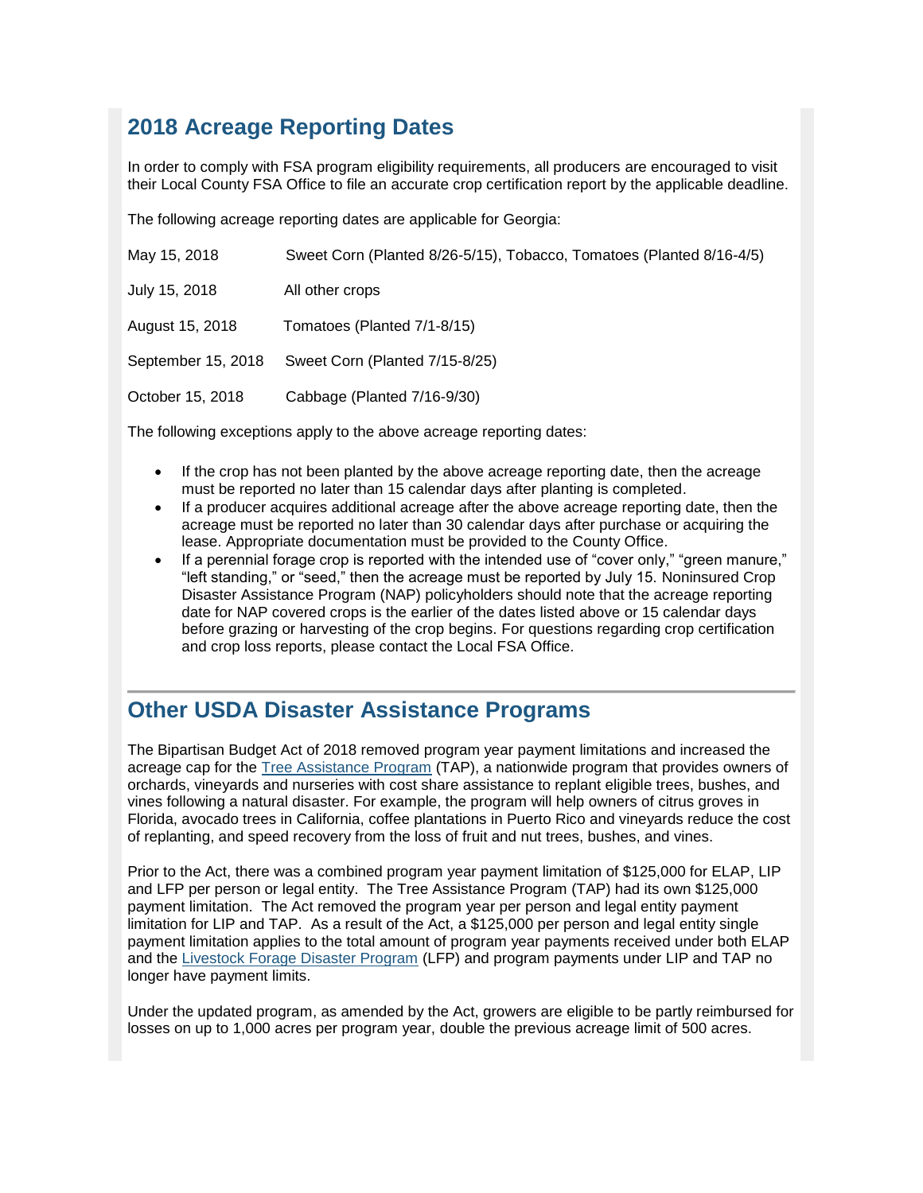## 2018 Acreage Reporting Dates

In order to comply with FSA program eligibility requirements, all producers are encouraged to visit their Local County FSA Office to file an accurate crop certification report by the applicable deadline.

The following acreage reporting dates are applicable for Georgia:

| | |
|---|---|
| May 15, 2018 | Sweet Corn (Planted 8/26-5/15), Tobacco, Tomatoes (Planted 8/16-4/5) |
| July 15, 2018 | All other crops |
| August 15, 2018 | Tomatoes (Planted 7/1-8/15) |
| September 15, 2018 | Sweet Corn (Planted 7/15-8/25) |
| October 15, 2018 | Cabbage (Planted 7/16-9/30) |

The following exceptions apply to the above acreage reporting dates:

- If the crop has not been planted by the above acreage reporting date, then the acreage must be reported no later than 15 calendar days after planting is completed.
- If a producer acquires additional acreage after the above acreage reporting date, then the acreage must be reported no later than 30 calendar days after purchase or acquiring the lease. Appropriate documentation must be provided to the County Office.
- If a perennial forage crop is reported with the intended use of "cover only," "green manure," "left standing," or "seed," then the acreage must be reported by July 15. Noninsured Crop Disaster Assistance Program (NAP) policyholders should note that the acreage reporting date for NAP covered crops is the earlier of the dates listed above or 15 calendar days before grazing or harvesting of the crop begins. For questions regarding crop certification and crop loss reports, please contact the Local FSA Office.

---

## Other USDA Disaster Assistance Programs

The Bipartisan Budget Act of 2018 removed program year payment limitations and increased the acreage cap for the Tree Assistance Program (TAP), a nationwide program that provides owners of orchards, vineyards and nurseries with cost share assistance to replant eligible trees, bushes, and vines following a natural disaster. For example, the program will help owners of citrus groves in Florida, avocado trees in California, coffee plantations in Puerto Rico and vineyards reduce the cost of replanting, and speed recovery from the loss of fruit and nut trees, bushes, and vines.

Prior to the Act, there was a combined program year payment limitation of $125,000 for ELAP, LIP and LFP per person or legal entity. The Tree Assistance Program (TAP) had its own $125,000 payment limitation. The Act removed the program year per person and legal entity payment limitation for LIP and TAP. As a result of the Act, a $125,000 per person and legal entity single payment limitation applies to the total amount of program year payments received under both ELAP and the Livestock Forage Disaster Program (LFP) and program payments under LIP and TAP no longer have payment limits.

Under the updated program, as amended by the Act, growers are eligible to be partly reimbursed for losses on up to 1,000 acres per program year, double the previous acreage limit of 500 acres.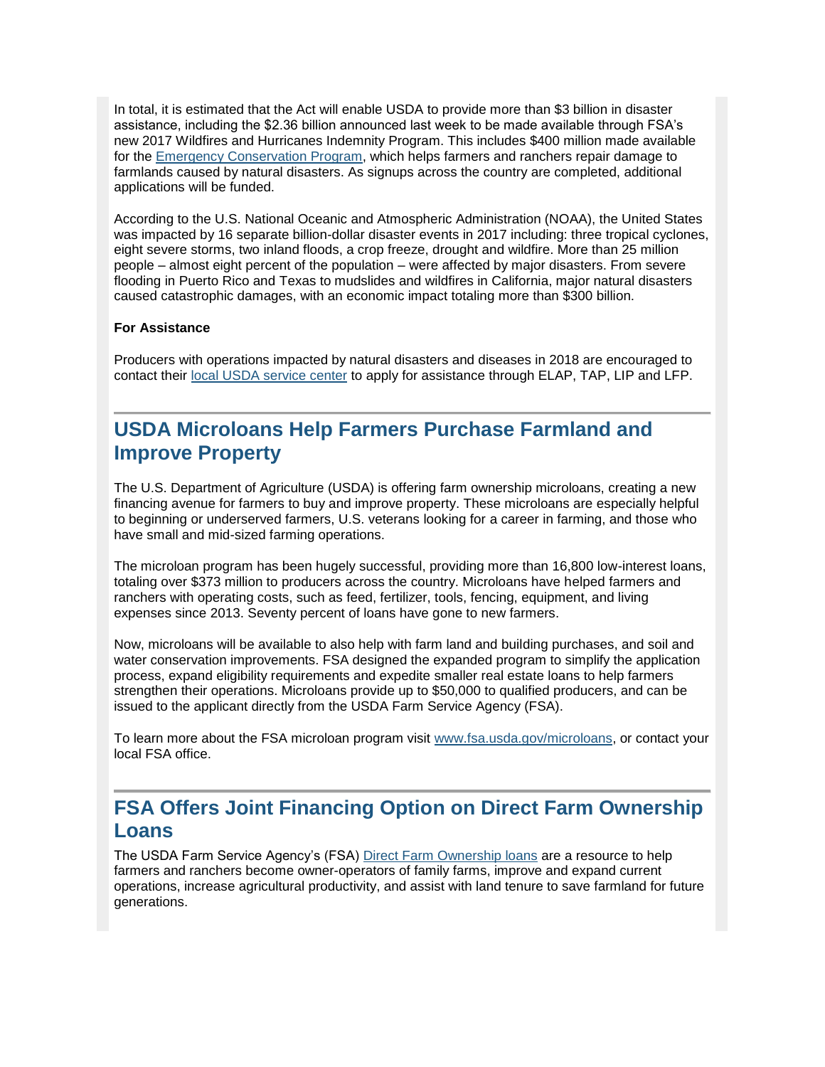In total, it is estimated that the Act will enable USDA to provide more than $3 billion in disaster assistance, including the $2.36 billion announced last week to be made available through FSA's new 2017 Wildfires and Hurricanes Indemnity Program. This includes $400 million made available for the Emergency Conservation Program, which helps farmers and ranchers repair damage to farmlands caused by natural disasters. As signups across the country are completed, additional applications will be funded.

According to the U.S. National Oceanic and Atmospheric Administration (NOAA), the United States was impacted by 16 separate billion-dollar disaster events in 2017 including: three tropical cyclones, eight severe storms, two inland floods, a crop freeze, drought and wildfire. More than 25 million people – almost eight percent of the population – were affected by major disasters. From severe flooding in Puerto Rico and Texas to mudslides and wildfires in California, major natural disasters caused catastrophic damages, with an economic impact totaling more than $300 billion.

**For Assistance**

Producers with operations impacted by natural disasters and diseases in 2018 are encouraged to contact their local USDA service center to apply for assistance through ELAP, TAP, LIP and LFP.

## USDA Microloans Help Farmers Purchase Farmland and Improve Property

The U.S. Department of Agriculture (USDA) is offering farm ownership microloans, creating a new financing avenue for farmers to buy and improve property. These microloans are especially helpful to beginning or underserved farmers, U.S. veterans looking for a career in farming, and those who have small and mid-sized farming operations.

The microloan program has been hugely successful, providing more than 16,800 low-interest loans, totaling over $373 million to producers across the country. Microloans have helped farmers and ranchers with operating costs, such as feed, fertilizer, tools, fencing, equipment, and living expenses since 2013. Seventy percent of loans have gone to new farmers.

Now, microloans will be available to also help with farm land and building purchases, and soil and water conservation improvements. FSA designed the expanded program to simplify the application process, expand eligibility requirements and expedite smaller real estate loans to help farmers strengthen their operations. Microloans provide up to $50,000 to qualified producers, and can be issued to the applicant directly from the USDA Farm Service Agency (FSA).

To learn more about the FSA microloan program visit www.fsa.usda.gov/microloans, or contact your local FSA office.

## FSA Offers Joint Financing Option on Direct Farm Ownership Loans

The USDA Farm Service Agency's (FSA) Direct Farm Ownership loans are a resource to help farmers and ranchers become owner-operators of family farms, improve and expand current operations, increase agricultural productivity, and assist with land tenure to save farmland for future generations.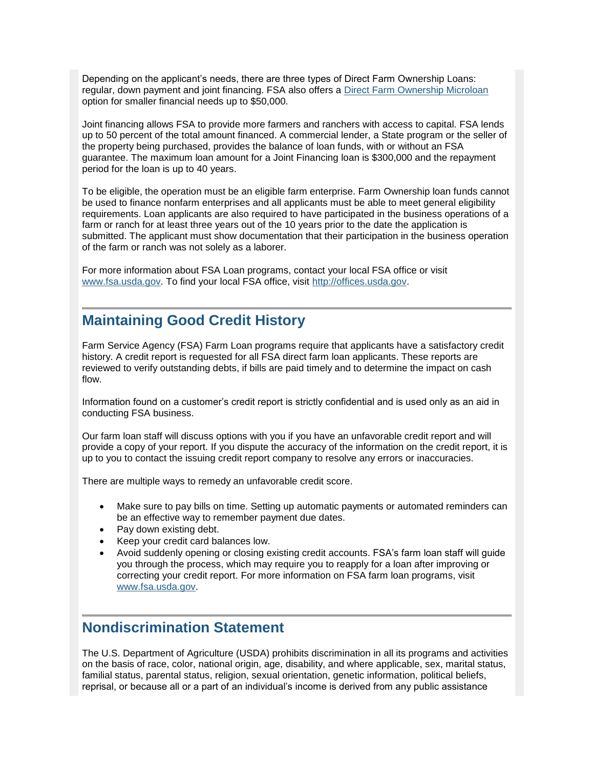Depending on the applicant's needs, there are three types of Direct Farm Ownership Loans: regular, down payment and joint financing. FSA also offers a [Direct Farm Ownership Microloan](#) option for smaller financial needs up to $50,000.

Joint financing allows FSA to provide more farmers and ranchers with access to capital. FSA lends up to 50 percent of the total amount financed. A commercial lender, a State program or the seller of the property being purchased, provides the balance of loan funds, with or without an FSA guarantee. The maximum loan amount for a Joint Financing loan is $300,000 and the repayment period for the loan is up to 40 years.

To be eligible, the operation must be an eligible farm enterprise. Farm Ownership loan funds cannot be used to finance nonfarm enterprises and all applicants must be able to meet general eligibility requirements. Loan applicants are also required to have participated in the business operations of a farm or ranch for at least three years out of the 10 years prior to the date the application is submitted. The applicant must show documentation that their participation in the business operation of the farm or ranch was not solely as a laborer.

For more information about FSA Loan programs, contact your local FSA office or visit www.fsa.usda.gov. To find your local FSA office, visit http://offices.usda.gov.

## Maintaining Good Credit History

Farm Service Agency (FSA) Farm Loan programs require that applicants have a satisfactory credit history. A credit report is requested for all FSA direct farm loan applicants. These reports are reviewed to verify outstanding debts, if bills are paid timely and to determine the impact on cash flow.

Information found on a customer's credit report is strictly confidential and is used only as an aid in conducting FSA business.

Our farm loan staff will discuss options with you if you have an unfavorable credit report and will provide a copy of your report. If you dispute the accuracy of the information on the credit report, it is up to you to contact the issuing credit report company to resolve any errors or inaccuracies.

There are multiple ways to remedy an unfavorable credit score.

- Make sure to pay bills on time. Setting up automatic payments or automated reminders can be an effective way to remember payment due dates.
- Pay down existing debt.
- Keep your credit card balances low.
- Avoid suddenly opening or closing existing credit accounts. FSA's farm loan staff will guide you through the process, which may require you to reapply for a loan after improving or correcting your credit report. For more information on FSA farm loan programs, visit www.fsa.usda.gov.

## Nondiscrimination Statement

The U.S. Department of Agriculture (USDA) prohibits discrimination in all its programs and activities on the basis of race, color, national origin, age, disability, and where applicable, sex, marital status, familial status, parental status, religion, sexual orientation, genetic information, political beliefs, reprisal, or because all or a part of an individual's income is derived from any public assistance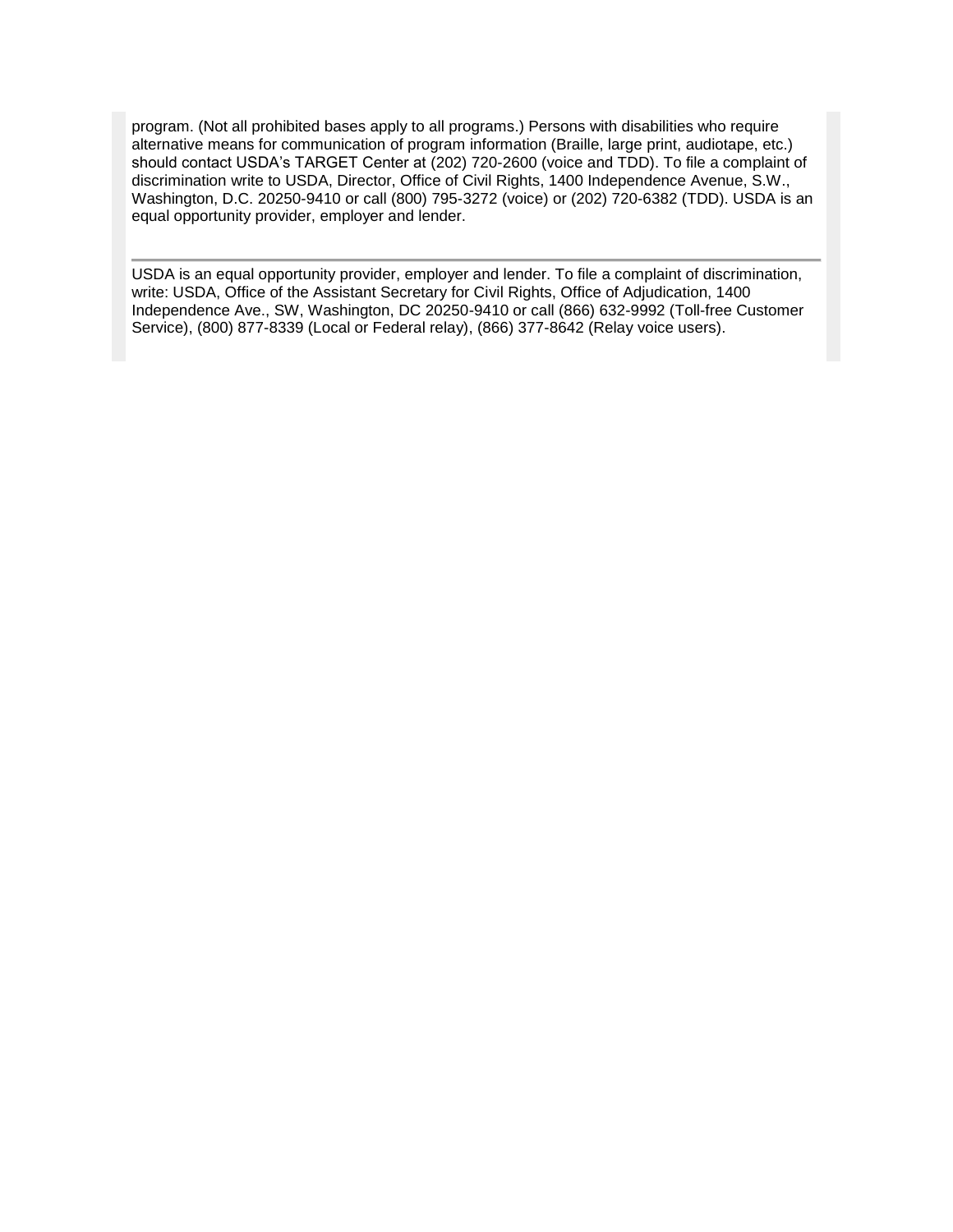program. (Not all prohibited bases apply to all programs.) Persons with disabilities who require alternative means for communication of program information (Braille, large print, audiotape, etc.) should contact USDA's TARGET Center at (202) 720-2600 (voice and TDD). To file a complaint of discrimination write to USDA, Director, Office of Civil Rights, 1400 Independence Avenue, S.W., Washington, D.C. 20250-9410 or call (800) 795-3272 (voice) or (202) 720-6382 (TDD). USDA is an equal opportunity provider, employer and lender.

---

USDA is an equal opportunity provider, employer and lender. To file a complaint of discrimination, write: USDA, Office of the Assistant Secretary for Civil Rights, Office of Adjudication, 1400 Independence Ave., SW, Washington, DC 20250-9410 or call (866) 632-9992 (Toll-free Customer Service), (800) 877-8339 (Local or Federal relay), (866) 377-8642 (Relay voice users).